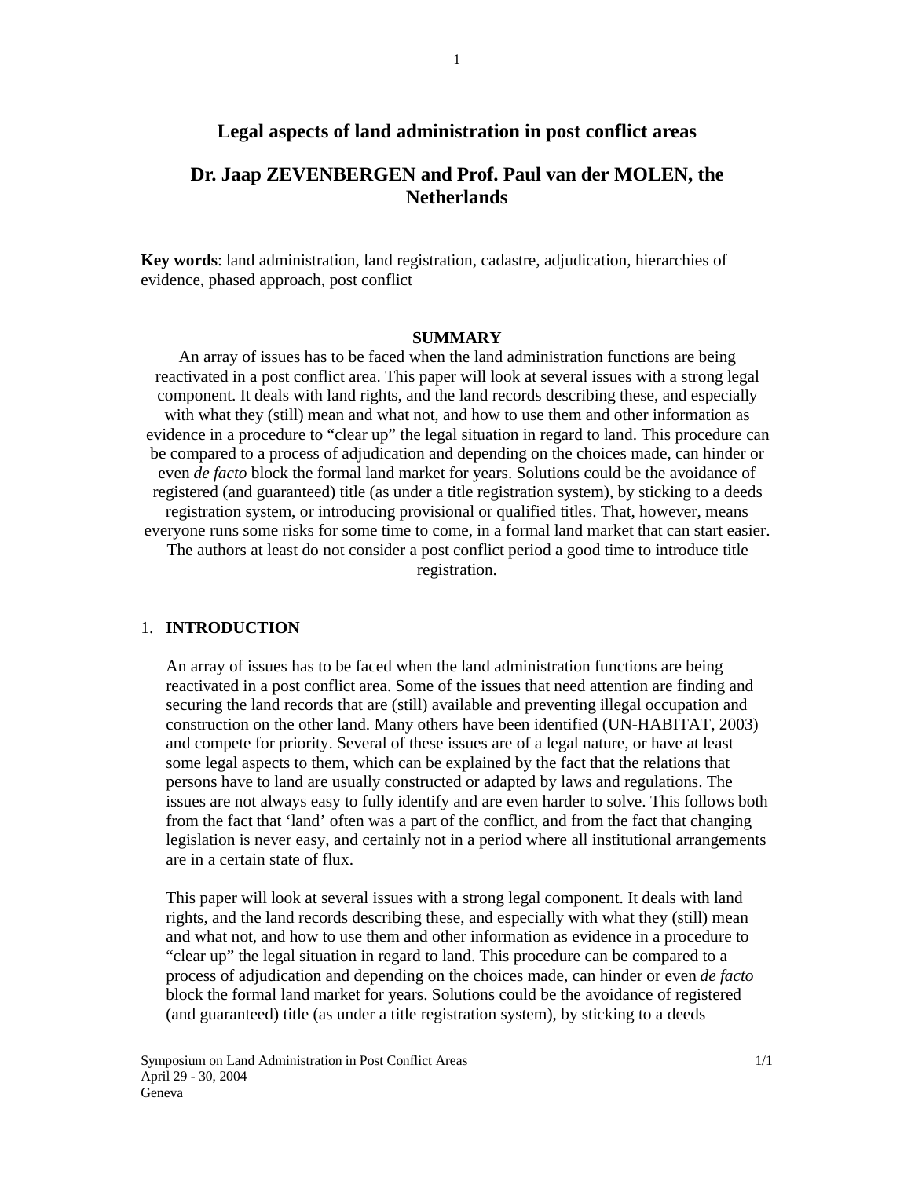# Legal aspects of land administration in post conflict areas

## Dr. Jaap ZEVENBERGEN and Prof. Paul van der MOLEN, the Netherlands

**Key words**: land administration, land registration, cadastre, adjudication, hierarchies of evidence, phased approach, post conflict

**SUMMARY**

An array of issues has to be faced when the land administration functions are being reactivated in a post conflict area. This paper will look at several issues with a strong legal component. It deals with land rights, and the land records describing these, and especially with what they (still) mean and what not, and how to use them and other information as evidence in a procedure to "clear up" the legal situation in regard to land. This procedure can be compared to a process of adjudication and depending on the choices made, can hinder or even *de facto* block the formal land market for years. Solutions could be the avoidance of registered (and guaranteed) title (as under a title registration system), by sticking to a deeds registration system, or introducing provisional or qualified titles. That, however, means everyone runs some risks for some time to come, in a formal land market that can start easier. The authors at least do not consider a post conflict period a good time to introduce title registration.

## 1. INTRODUCTION

An array of issues has to be faced when the land administration functions are being reactivated in a post conflict area. Some of the issues that need attention are finding and securing the land records that are (still) available and preventing illegal occupation and construction on the other land. Many others have been identified (UN-HABITAT, 2003) and compete for priority. Several of these issues are of a legal nature, or have at least some legal aspects to them, which can be explained by the fact that the relations that persons have to land are usually constructed or adapted by laws and regulations. The issues are not always easy to fully identify and are even harder to solve. This follows both from the fact that 'land' often was a part of the conflict, and from the fact that changing legislation is never easy, and certainly not in a period where all institutional arrangements are in a certain state of flux.

This paper will look at several issues with a strong legal component. It deals with land rights, and the land records describing these, and especially with what they (still) mean and what not, and how to use them and other information as evidence in a procedure to "clear up" the legal situation in regard to land. This procedure can be compared to a process of adjudication and depending on the choices made, can hinder or even *de facto* block the formal land market for years. Solutions could be the avoidance of registered (and guaranteed) title (as under a title registration system), by sticking to a deeds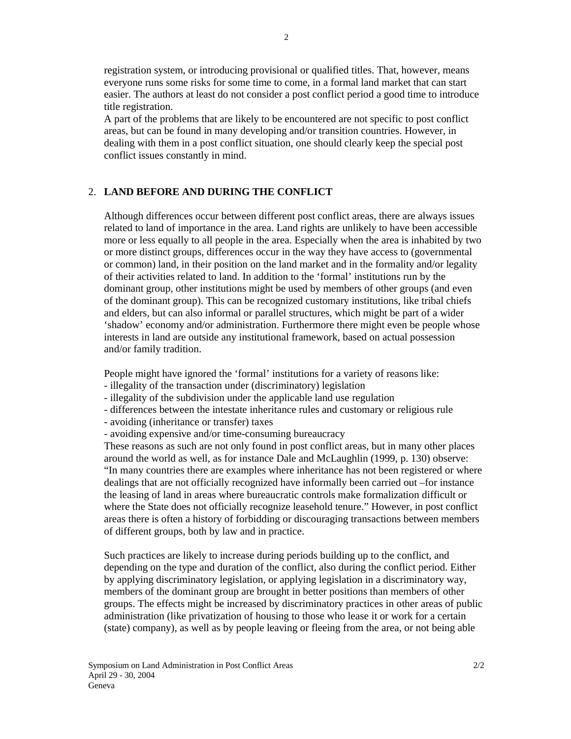registration system, or introducing provisional or qualified titles. That, however, means everyone runs some risks for some time to come, in a formal land market that can start easier. The authors at least do not consider a post conflict period a good time to introduce title registration.
A part of the problems that are likely to be encountered are not specific to post conflict areas, but can be found in many developing and/or transition countries. However, in dealing with them in a post conflict situation, one should clearly keep the special post conflict issues constantly in mind.

## 2. LAND BEFORE AND DURING THE CONFLICT

Although differences occur between different post conflict areas, there are always issues related to land of importance in the area. Land rights are unlikely to have been accessible more or less equally to all people in the area. Especially when the area is inhabited by two or more distinct groups, differences occur in the way they have access to (governmental or common) land, in their position on the land market and in the formality and/or legality of their activities related to land. In addition to the 'formal' institutions run by the dominant group, other institutions might be used by members of other groups (and even of the dominant group). This can be recognized customary institutions, like tribal chiefs and elders, but can also informal or parallel structures, which might be part of a wider 'shadow' economy and/or administration. Furthermore there might even be people whose interests in land are outside any institutional framework, based on actual possession and/or family tradition.

People might have ignored the 'formal' institutions for a variety of reasons like:
- illegality of the transaction under (discriminatory) legislation
- illegality of the subdivision under the applicable land use regulation
- differences between the intestate inheritance rules and customary or religious rule
- avoiding (inheritance or transfer) taxes
- avoiding expensive and/or time-consuming bureaucracy

These reasons as such are not only found in post conflict areas, but in many other places around the world as well, as for instance Dale and McLaughlin (1999, p. 130) observe: "In many countries there are examples where inheritance has not been registered or where dealings that are not officially recognized have informally been carried out –for instance the leasing of land in areas where bureaucratic controls make formalization difficult or where the State does not officially recognize leasehold tenure." However, in post conflict areas there is often a history of forbidding or discouraging transactions between members of different groups, both by law and in practice.

Such practices are likely to increase during periods building up to the conflict, and depending on the type and duration of the conflict, also during the conflict period. Either by applying discriminatory legislation, or applying legislation in a discriminatory way, members of the dominant group are brought in better positions than members of other groups. The effects might be increased by discriminatory practices in other areas of public administration (like privatization of housing to those who lease it or work for a certain (state) company), as well as by people leaving or fleeing from the area, or not being able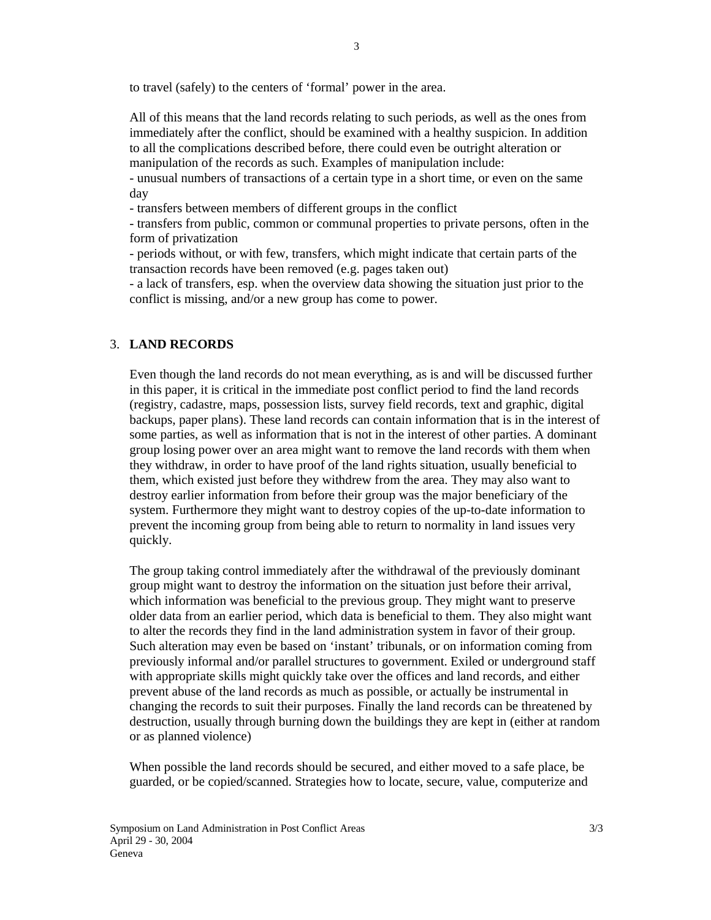to travel (safely) to the centers of 'formal' power in the area.

All of this means that the land records relating to such periods, as well as the ones from immediately after the conflict, should be examined with a healthy suspicion. In addition to all the complications described before, there could even be outright alteration or manipulation of the records as such. Examples of manipulation include:

- unusual numbers of transactions of a certain type in a short time, or even on the same day
- transfers between members of different groups in the conflict
- transfers from public, common or communal properties to private persons, often in the form of privatization
- periods without, or with few, transfers, which might indicate that certain parts of the transaction records have been removed (e.g. pages taken out)
- a lack of transfers, esp. when the overview data showing the situation just prior to the conflict is missing, and/or a new group has come to power.

## 3. LAND RECORDS

Even though the land records do not mean everything, as is and will be discussed further in this paper, it is critical in the immediate post conflict period to find the land records (registry, cadastre, maps, possession lists, survey field records, text and graphic, digital backups, paper plans). These land records can contain information that is in the interest of some parties, as well as information that is not in the interest of other parties. A dominant group losing power over an area might want to remove the land records with them when they withdraw, in order to have proof of the land rights situation, usually beneficial to them, which existed just before they withdrew from the area. They may also want to destroy earlier information from before their group was the major beneficiary of the system. Furthermore they might want to destroy copies of the up-to-date information to prevent the incoming group from being able to return to normality in land issues very quickly.

The group taking control immediately after the withdrawal of the previously dominant group might want to destroy the information on the situation just before their arrival, which information was beneficial to the previous group. They might want to preserve older data from an earlier period, which data is beneficial to them. They also might want to alter the records they find in the land administration system in favor of their group. Such alteration may even be based on 'instant' tribunals, or on information coming from previously informal and/or parallel structures to government. Exiled or underground staff with appropriate skills might quickly take over the offices and land records, and either prevent abuse of the land records as much as possible, or actually be instrumental in changing the records to suit their purposes. Finally the land records can be threatened by destruction, usually through burning down the buildings they are kept in (either at random or as planned violence)

When possible the land records should be secured, and either moved to a safe place, be guarded, or be copied/scanned. Strategies how to locate, secure, value, computerize and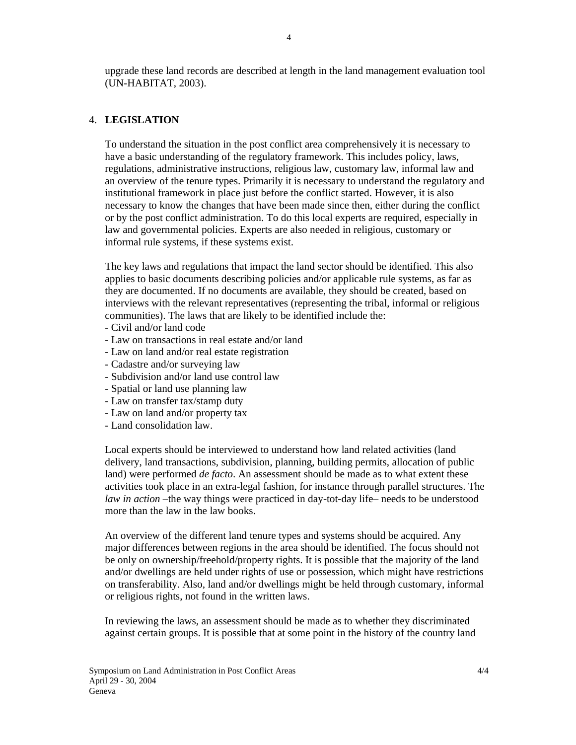upgrade these land records are described at length in the land management evaluation tool (UN-HABITAT, 2003).

## 4. LEGISLATION

To understand the situation in the post conflict area comprehensively it is necessary to have a basic understanding of the regulatory framework. This includes policy, laws, regulations, administrative instructions, religious law, customary law, informal law and an overview of the tenure types. Primarily it is necessary to understand the regulatory and institutional framework in place just before the conflict started. However, it is also necessary to know the changes that have been made since then, either during the conflict or by the post conflict administration. To do this local experts are required, especially in law and governmental policies. Experts are also needed in religious, customary or informal rule systems, if these systems exist.

The key laws and regulations that impact the land sector should be identified. This also applies to basic documents describing policies and/or applicable rule systems, as far as they are documented. If no documents are available, they should be created, based on interviews with the relevant representatives (representing the tribal, informal or religious communities). The laws that are likely to be identified include the:

- Civil and/or land code
- Law on transactions in real estate and/or land
- Law on land and/or real estate registration
- Cadastre and/or surveying law
- Subdivision and/or land use control law
- Spatial or land use planning law
- Law on transfer tax/stamp duty
- Law on land and/or property tax
- Land consolidation law.

Local experts should be interviewed to understand how land related activities (land delivery, land transactions, subdivision, planning, building permits, allocation of public land) were performed *de facto*. An assessment should be made as to what extent these activities took place in an extra-legal fashion, for instance through parallel structures. The *law in action* –the way things were practiced in day-tot-day life– needs to be understood more than the law in the law books.

An overview of the different land tenure types and systems should be acquired. Any major differences between regions in the area should be identified. The focus should not be only on ownership/freehold/property rights. It is possible that the majority of the land and/or dwellings are held under rights of use or possession, which might have restrictions on transferability. Also, land and/or dwellings might be held through customary, informal or religious rights, not found in the written laws.

In reviewing the laws, an assessment should be made as to whether they discriminated against certain groups. It is possible that at some point in the history of the country land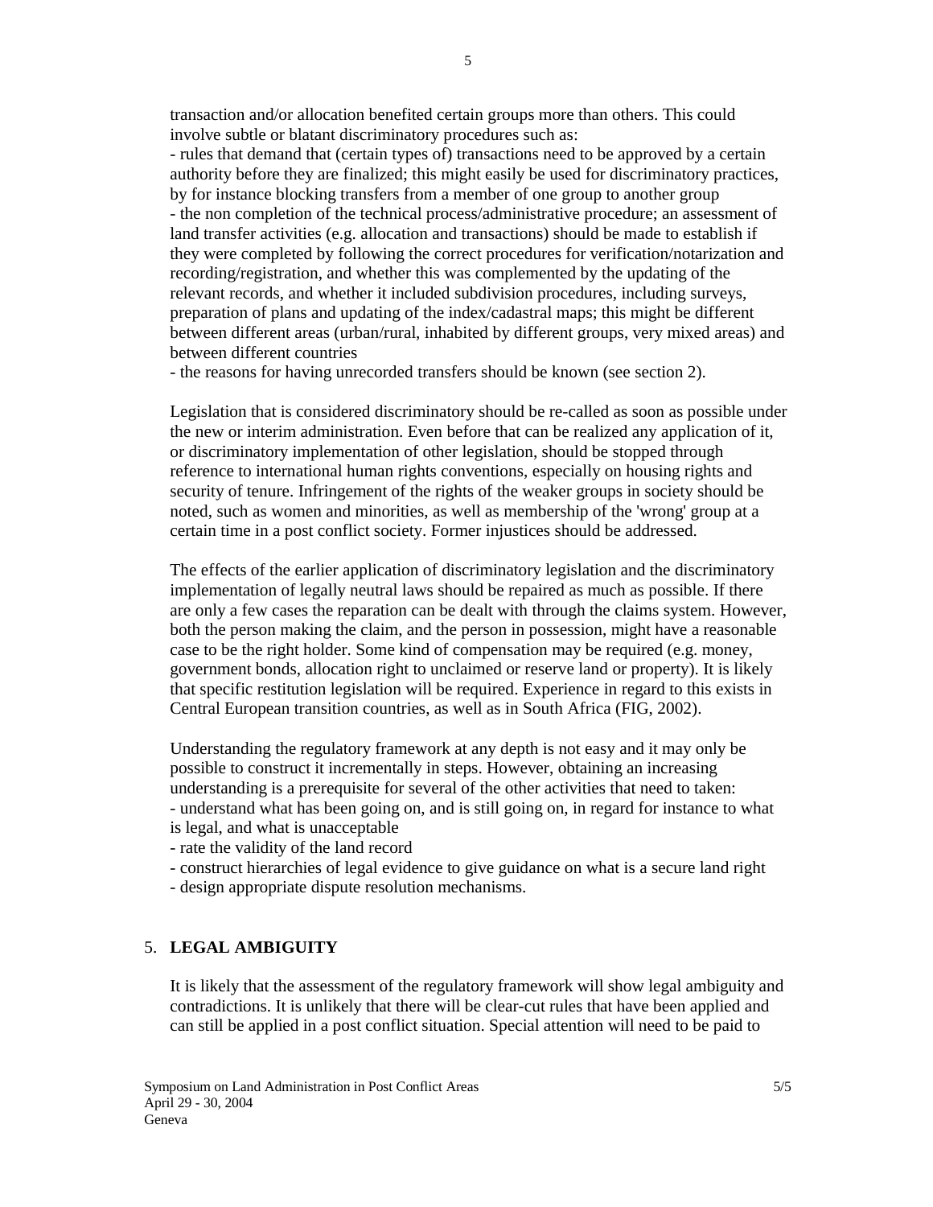transaction and/or allocation benefited certain groups more than others. This could involve subtle or blatant discriminatory procedures such as:

- rules that demand that (certain types of) transactions need to be approved by a certain authority before they are finalized; this might easily be used for discriminatory practices, by for instance blocking transfers from a member of one group to another group
- the non completion of the technical process/administrative procedure; an assessment of land transfer activities (e.g. allocation and transactions) should be made to establish if they were completed by following the correct procedures for verification/notarization and recording/registration, and whether this was complemented by the updating of the relevant records, and whether it included subdivision procedures, including surveys, preparation of plans and updating of the index/cadastral maps; this might be different between different areas (urban/rural, inhabited by different groups, very mixed areas) and between different countries
- the reasons for having unrecorded transfers should be known (see section 2).

Legislation that is considered discriminatory should be re-called as soon as possible under the new or interim administration. Even before that can be realized any application of it, or discriminatory implementation of other legislation, should be stopped through reference to international human rights conventions, especially on housing rights and security of tenure. Infringement of the rights of the weaker groups in society should be noted, such as women and minorities, as well as membership of the 'wrong' group at a certain time in a post conflict society. Former injustices should be addressed.

The effects of the earlier application of discriminatory legislation and the discriminatory implementation of legally neutral laws should be repaired as much as possible. If there are only a few cases the reparation can be dealt with through the claims system. However, both the person making the claim, and the person in possession, might have a reasonable case to be the right holder. Some kind of compensation may be required (e.g. money, government bonds, allocation right to unclaimed or reserve land or property). It is likely that specific restitution legislation will be required. Experience in regard to this exists in Central European transition countries, as well as in South Africa (FIG, 2002).

Understanding the regulatory framework at any depth is not easy and it may only be possible to construct it incrementally in steps. However, obtaining an increasing understanding is a prerequisite for several of the other activities that need to taken:

- understand what has been going on, and is still going on, in regard for instance to what is legal, and what is unacceptable
- rate the validity of the land record
- construct hierarchies of legal evidence to give guidance on what is a secure land right
- design appropriate dispute resolution mechanisms.

## 5. LEGAL AMBIGUITY

It is likely that the assessment of the regulatory framework will show legal ambiguity and contradictions. It is unlikely that there will be clear-cut rules that have been applied and can still be applied in a post conflict situation. Special attention will need to be paid to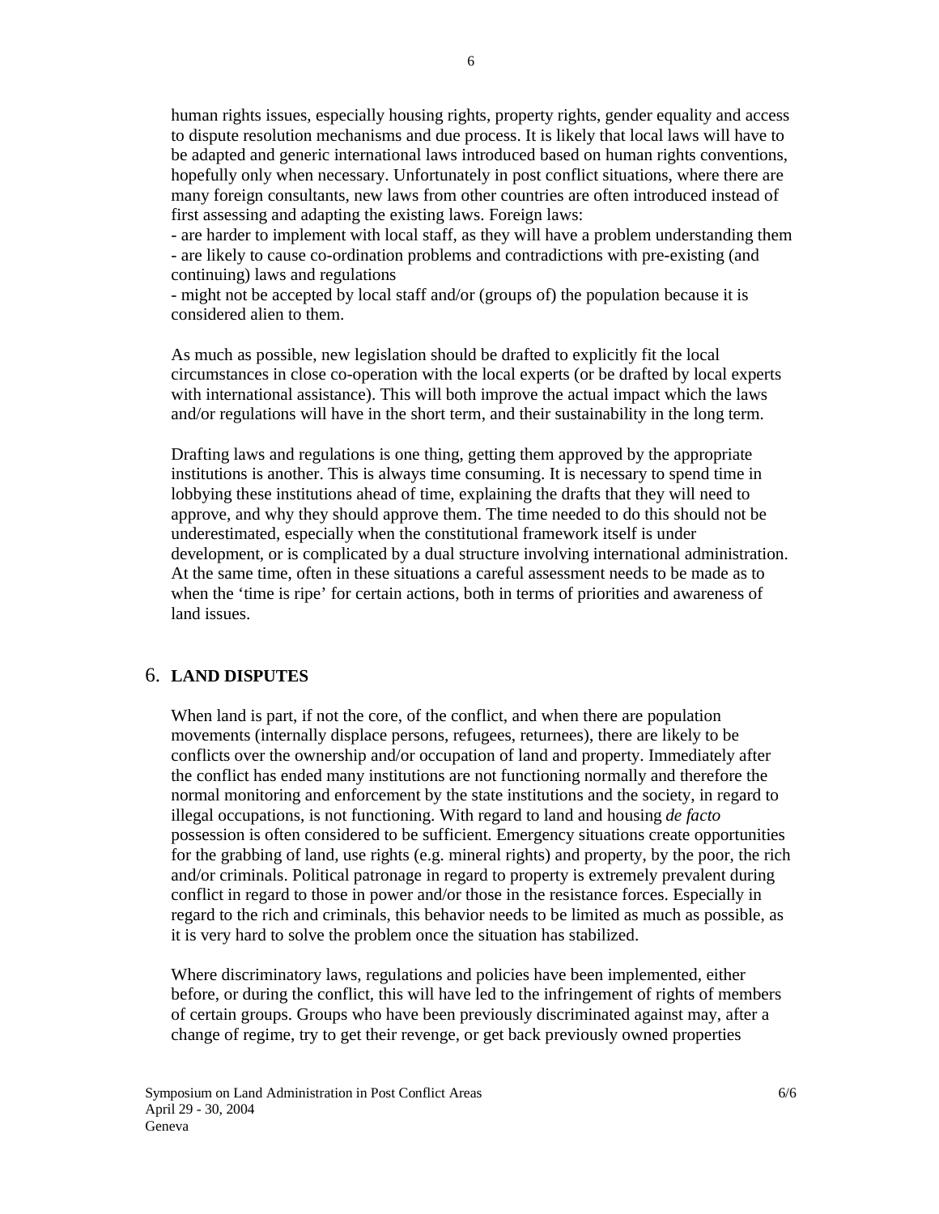human rights issues, especially housing rights, property rights, gender equality and access to dispute resolution mechanisms and due process. It is likely that local laws will have to be adapted and generic international laws introduced based on human rights conventions, hopefully only when necessary. Unfortunately in post conflict situations, where there are many foreign consultants, new laws from other countries are often introduced instead of first assessing and adapting the existing laws. Foreign laws:

- are harder to implement with local staff, as they will have a problem understanding them
- are likely to cause co-ordination problems and contradictions with pre-existing (and continuing) laws and regulations
- might not be accepted by local staff and/or (groups of) the population because it is considered alien to them.

As much as possible, new legislation should be drafted to explicitly fit the local circumstances in close co-operation with the local experts (or be drafted by local experts with international assistance). This will both improve the actual impact which the laws and/or regulations will have in the short term, and their sustainability in the long term.

Drafting laws and regulations is one thing, getting them approved by the appropriate institutions is another. This is always time consuming. It is necessary to spend time in lobbying these institutions ahead of time, explaining the drafts that they will need to approve, and why they should approve them. The time needed to do this should not be underestimated, especially when the constitutional framework itself is under development, or is complicated by a dual structure involving international administration. At the same time, often in these situations a careful assessment needs to be made as to when the 'time is ripe' for certain actions, both in terms of priorities and awareness of land issues.

## 6. LAND DISPUTES

When land is part, if not the core, of the conflict, and when there are population movements (internally displace persons, refugees, returnees), there are likely to be conflicts over the ownership and/or occupation of land and property. Immediately after the conflict has ended many institutions are not functioning normally and therefore the normal monitoring and enforcement by the state institutions and the society, in regard to illegal occupations, is not functioning. With regard to land and housing *de facto* possession is often considered to be sufficient. Emergency situations create opportunities for the grabbing of land, use rights (e.g. mineral rights) and property, by the poor, the rich and/or criminals. Political patronage in regard to property is extremely prevalent during conflict in regard to those in power and/or those in the resistance forces. Especially in regard to the rich and criminals, this behavior needs to be limited as much as possible, as it is very hard to solve the problem once the situation has stabilized.

Where discriminatory laws, regulations and policies have been implemented, either before, or during the conflict, this will have led to the infringement of rights of members of certain groups. Groups who have been previously discriminated against may, after a change of regime, try to get their revenge, or get back previously owned properties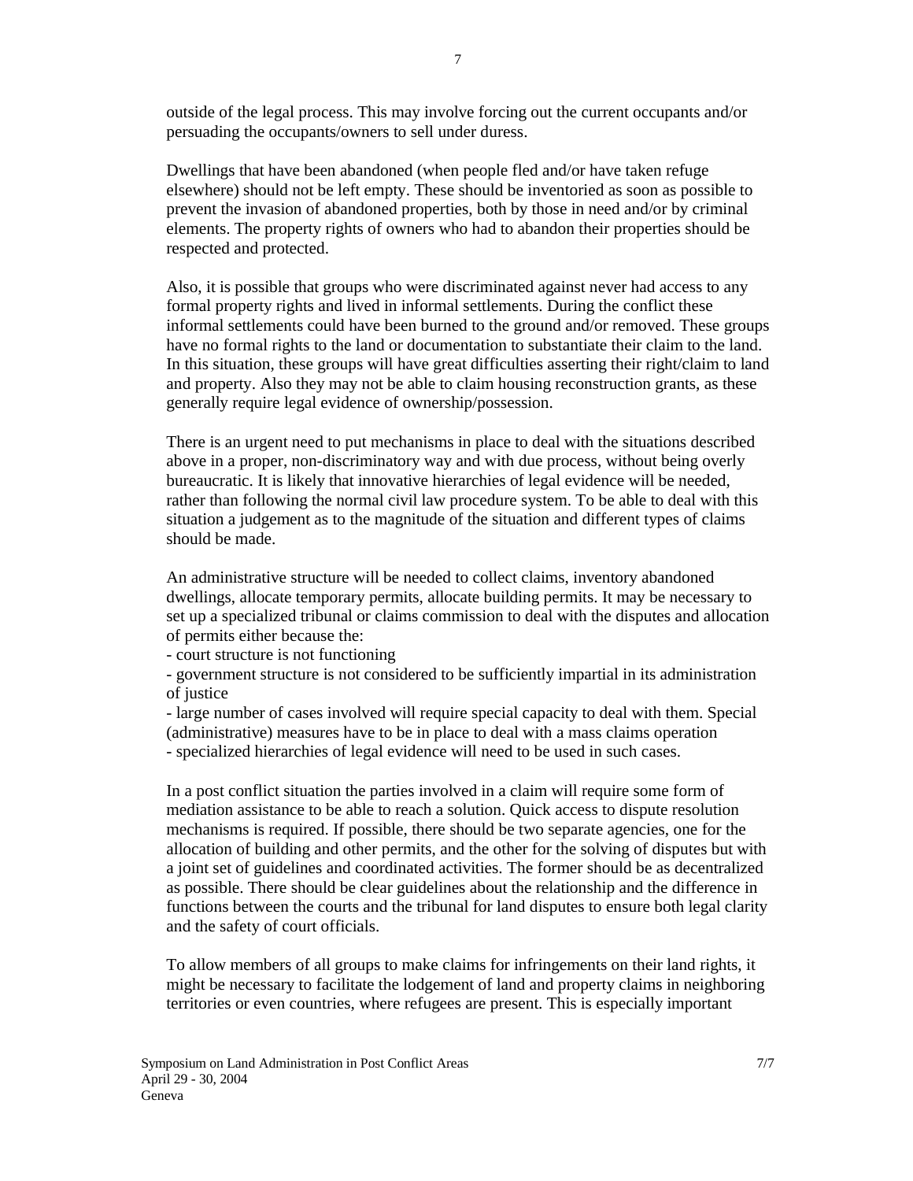outside of the legal process. This may involve forcing out the current occupants and/or persuading the occupants/owners to sell under duress.

Dwellings that have been abandoned (when people fled and/or have taken refuge elsewhere) should not be left empty. These should be inventoried as soon as possible to prevent the invasion of abandoned properties, both by those in need and/or by criminal elements. The property rights of owners who had to abandon their properties should be respected and protected.

Also, it is possible that groups who were discriminated against never had access to any formal property rights and lived in informal settlements. During the conflict these informal settlements could have been burned to the ground and/or removed. These groups have no formal rights to the land or documentation to substantiate their claim to the land. In this situation, these groups will have great difficulties asserting their right/claim to land and property. Also they may not be able to claim housing reconstruction grants, as these generally require legal evidence of ownership/possession.

There is an urgent need to put mechanisms in place to deal with the situations described above in a proper, non-discriminatory way and with due process, without being overly bureaucratic. It is likely that innovative hierarchies of legal evidence will be needed, rather than following the normal civil law procedure system. To be able to deal with this situation a judgement as to the magnitude of the situation and different types of claims should be made.

An administrative structure will be needed to collect claims, inventory abandoned dwellings, allocate temporary permits, allocate building permits. It may be necessary to set up a specialized tribunal or claims commission to deal with the disputes and allocation of permits either because the:

- court structure is not functioning
- government structure is not considered to be sufficiently impartial in its administration of justice
- large number of cases involved will require special capacity to deal with them. Special (administrative) measures have to be in place to deal with a mass claims operation
- specialized hierarchies of legal evidence will need to be used in such cases.

In a post conflict situation the parties involved in a claim will require some form of mediation assistance to be able to reach a solution. Quick access to dispute resolution mechanisms is required. If possible, there should be two separate agencies, one for the allocation of building and other permits, and the other for the solving of disputes but with a joint set of guidelines and coordinated activities. The former should be as decentralized as possible. There should be clear guidelines about the relationship and the difference in functions between the courts and the tribunal for land disputes to ensure both legal clarity and the safety of court officials.

To allow members of all groups to make claims for infringements on their land rights, it might be necessary to facilitate the lodgement of land and property claims in neighboring territories or even countries, where refugees are present. This is especially important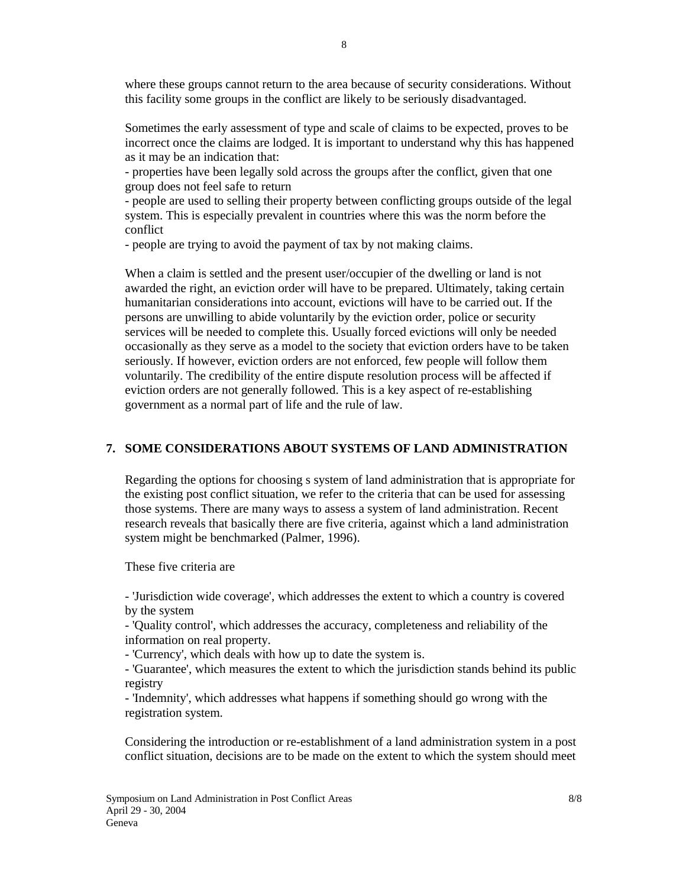where these groups cannot return to the area because of security considerations. Without this facility some groups in the conflict are likely to be seriously disadvantaged.

Sometimes the early assessment of type and scale of claims to be expected, proves to be incorrect once the claims are lodged. It is important to understand why this has happened as it may be an indication that:

- properties have been legally sold across the groups after the conflict, given that one group does not feel safe to return
- people are used to selling their property between conflicting groups outside of the legal system. This is especially prevalent in countries where this was the norm before the conflict
- people are trying to avoid the payment of tax by not making claims.

When a claim is settled and the present user/occupier of the dwelling or land is not awarded the right, an eviction order will have to be prepared. Ultimately, taking certain humanitarian considerations into account, evictions will have to be carried out. If the persons are unwilling to abide voluntarily by the eviction order, police or security services will be needed to complete this. Usually forced evictions will only be needed occasionally as they serve as a model to the society that eviction orders have to be taken seriously. If however, eviction orders are not enforced, few people will follow them voluntarily. The credibility of the entire dispute resolution process will be affected if eviction orders are not generally followed. This is a key aspect of re-establishing government as a normal part of life and the rule of law.

## 7. SOME CONSIDERATIONS ABOUT SYSTEMS OF LAND ADMINISTRATION

Regarding the options for choosing s system of land administration that is appropriate for the existing post conflict situation, we refer to the criteria that can be used for assessing those systems. There are many ways to assess a system of land administration. Recent research reveals that basically there are five criteria, against which a land administration system might be benchmarked (Palmer, 1996).

These five criteria are

- 'Jurisdiction wide coverage', which addresses the extent to which a country is covered by the system
- 'Quality control', which addresses the accuracy, completeness and reliability of the information on real property.
- 'Currency', which deals with how up to date the system is.
- 'Guarantee', which measures the extent to which the jurisdiction stands behind its public registry
- 'Indemnity', which addresses what happens if something should go wrong with the registration system.

Considering the introduction or re-establishment of a land administration system in a post conflict situation, decisions are to be made on the extent to which the system should meet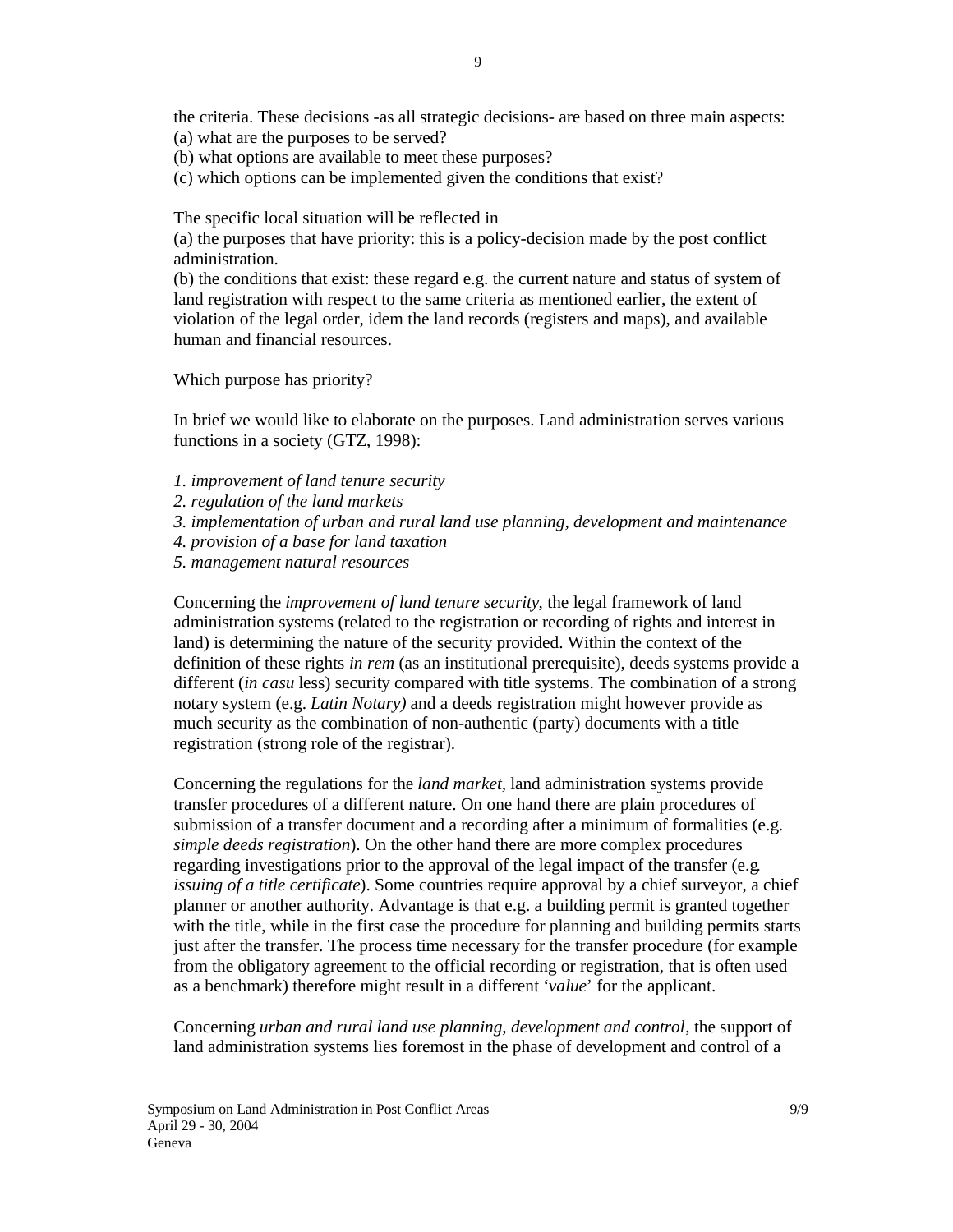the criteria. These decisions -as all strategic decisions- are based on three main aspects:
(a) what are the purposes to be served?
(b) what options are available to meet these purposes?
(c) which options can be implemented given the conditions that exist?

The specific local situation will be reflected in
(a) the purposes that have priority: this is a policy-decision made by the post conflict administration.
(b) the conditions that exist: these regard e.g. the current nature and status of system of land registration with respect to the same criteria as mentioned earlier, the extent of violation of the legal order, idem the land records (registers and maps), and available human and financial resources.

<u>Which purpose has priority?</u>

In brief we would like to elaborate on the purposes. Land administration serves various functions in a society (GTZ, 1998):

*1. improvement of land tenure security*
*2. regulation of the land markets*
*3. implementation of urban and rural land use planning, development and maintenance*
*4. provision of a base for land taxation*
*5. management natural resources*

Concerning the *improvement of land tenure security*, the legal framework of land administration systems (related to the registration or recording of rights and interest in land) is determining the nature of the security provided. Within the context of the definition of these rights *in rem* (as an institutional prerequisite), deeds systems provide a different (*in casu* less) security compared with title systems. The combination of a strong notary system (e.g. *Latin Notary)* and a deeds registration might however provide as much security as the combination of non-authentic (party) documents with a title registration (strong role of the registrar).

Concerning the regulations for the *land market*, land administration systems provide transfer procedures of a different nature. On one hand there are plain procedures of submission of a transfer document and a recording after a minimum of formalities (e.g. *simple deeds registration*). On the other hand there are more complex procedures regarding investigations prior to the approval of the legal impact of the transfer (e.g. *issuing of a title certificate*). Some countries require approval by a chief surveyor, a chief planner or another authority. Advantage is that e.g. a building permit is granted together with the title, while in the first case the procedure for planning and building permits starts just after the transfer. The process time necessary for the transfer procedure (for example from the obligatory agreement to the official recording or registration, that is often used as a benchmark) therefore might result in a different '*value*' for the applicant.

Concerning *urban and rural land use planning, development and control*, the support of land administration systems lies foremost in the phase of development and control of a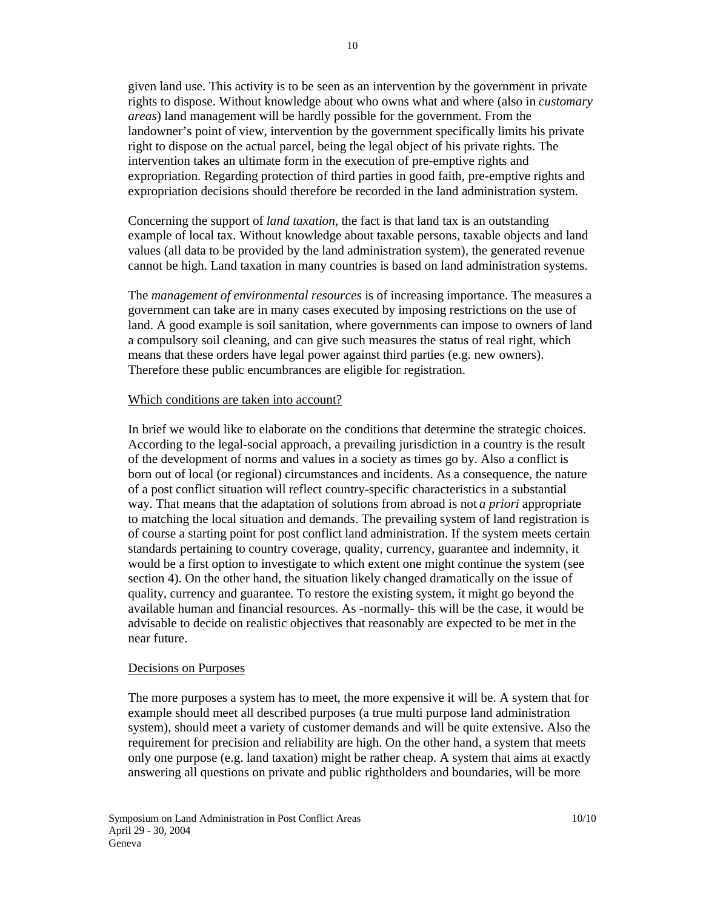given land use. This activity is to be seen as an intervention by the government in private rights to dispose. Without knowledge about who owns what and where (also in *customary areas*) land management will be hardly possible for the government. From the landowner's point of view, intervention by the government specifically limits his private right to dispose on the actual parcel, being the legal object of his private rights. The intervention takes an ultimate form in the execution of pre-emptive rights and expropriation. Regarding protection of third parties in good faith, pre-emptive rights and expropriation decisions should therefore be recorded in the land administration system.

Concerning the support of *land taxation*, the fact is that land tax is an outstanding example of local tax. Without knowledge about taxable persons, taxable objects and land values (all data to be provided by the land administration system), the generated revenue cannot be high. Land taxation in many countries is based on land administration systems.

The *management of environmental resources* is of increasing importance. The measures a government can take are in many cases executed by imposing restrictions on the use of land. A good example is soil sanitation, where governments can impose to owners of land a compulsory soil cleaning, and can give such measures the status of real right, which means that these orders have legal power against third parties (e.g. new owners). Therefore these public encumbrances are eligible for registration.

<u>Which conditions are taken into account?</u>

In brief we would like to elaborate on the conditions that determine the strategic choices. According to the legal-social approach, a prevailing jurisdiction in a country is the result of the development of norms and values in a society as times go by. Also a conflict is born out of local (or regional) circumstances and incidents. As a consequence, the nature of a post conflict situation will reflect country-specific characteristics in a substantial way. That means that the adaptation of solutions from abroad is not *a priori* appropriate to matching the local situation and demands. The prevailing system of land registration is of course a starting point for post conflict land administration. If the system meets certain standards pertaining to country coverage, quality, currency, guarantee and indemnity, it would be a first option to investigate to which extent one might continue the system (see section 4). On the other hand, the situation likely changed dramatically on the issue of quality, currency and guarantee. To restore the existing system, it might go beyond the available human and financial resources. As -normally- this will be the case, it would be advisable to decide on realistic objectives that reasonably are expected to be met in the near future.

<u>Decisions on Purposes</u>

The more purposes a system has to meet, the more expensive it will be. A system that for example should meet all described purposes (a true multi purpose land administration system), should meet a variety of customer demands and will be quite extensive. Also the requirement for precision and reliability are high. On the other hand, a system that meets only one purpose (e.g. land taxation) might be rather cheap. A system that aims at exactly answering all questions on private and public rightholders and boundaries, will be more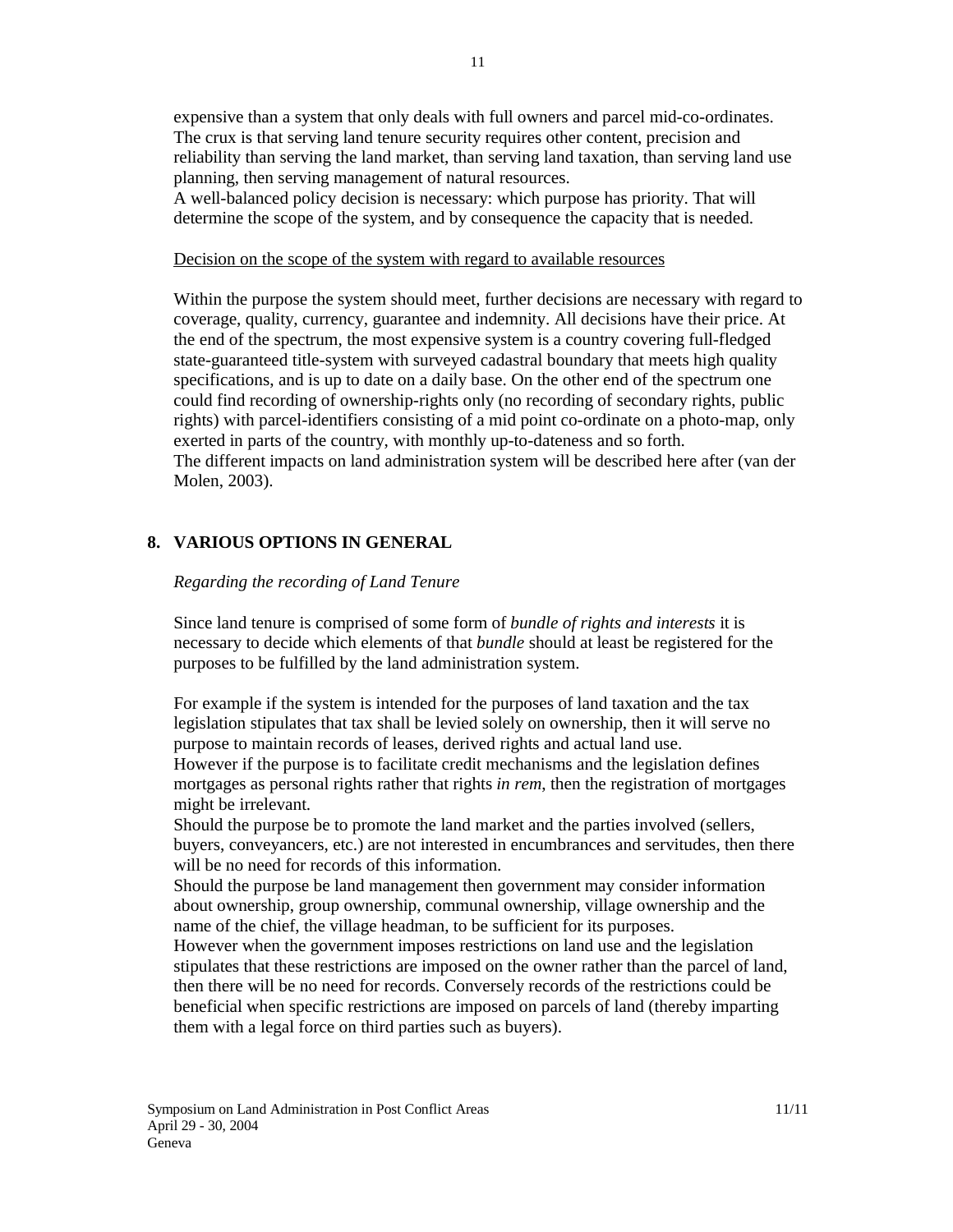expensive than a system that only deals with full owners and parcel mid-co-ordinates. The crux is that serving land tenure security requires other content, precision and reliability than serving the land market, than serving land taxation, than serving land use planning, then serving management of natural resources.
A well-balanced policy decision is necessary: which purpose has priority. That will determine the scope of the system, and by consequence the capacity that is needed.

<u>Decision on the scope of the system with regard to available resources</u>

Within the purpose the system should meet, further decisions are necessary with regard to coverage, quality, currency, guarantee and indemnity. All decisions have their price. At the end of the spectrum, the most expensive system is a country covering full-fledged state-guaranteed title-system with surveyed cadastral boundary that meets high quality specifications, and is up to date on a daily base. On the other end of the spectrum one could find recording of ownership-rights only (no recording of secondary rights, public rights) with parcel-identifiers consisting of a mid point co-ordinate on a photo-map, only exerted in parts of the country, with monthly up-to-dateness and so forth.
The different impacts on land administration system will be described here after (van der Molen, 2003).

## 8. VARIOUS OPTIONS IN GENERAL

*Regarding the recording of Land Tenure*

Since land tenure is comprised of some form of *bundle of rights and interests* it is necessary to decide which elements of that *bundle* should at least be registered for the purposes to be fulfilled by the land administration system.

For example if the system is intended for the purposes of land taxation and the tax legislation stipulates that tax shall be levied solely on ownership, then it will serve no purpose to maintain records of leases, derived rights and actual land use.
However if the purpose is to facilitate credit mechanisms and the legislation defines mortgages as personal rights rather that rights *in rem*, then the registration of mortgages might be irrelevant.
Should the purpose be to promote the land market and the parties involved (sellers, buyers, conveyancers, etc.) are not interested in encumbrances and servitudes, then there will be no need for records of this information.
Should the purpose be land management then government may consider information about ownership, group ownership, communal ownership, village ownership and the name of the chief, the village headman, to be sufficient for its purposes.
However when the government imposes restrictions on land use and the legislation stipulates that these restrictions are imposed on the owner rather than the parcel of land, then there will be no need for records. Conversely records of the restrictions could be beneficial when specific restrictions are imposed on parcels of land (thereby imparting them with a legal force on third parties such as buyers).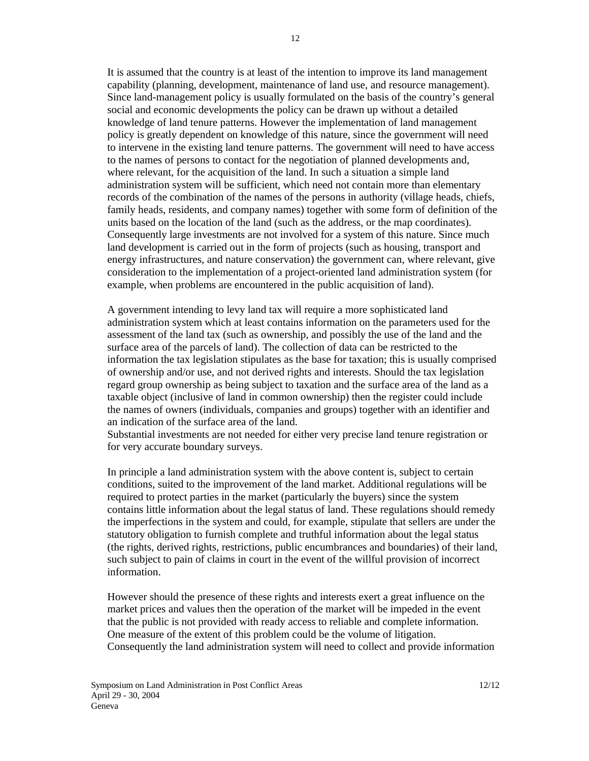It is assumed that the country is at least of the intention to improve its land management capability (planning, development, maintenance of land use, and resource management). Since land-management policy is usually formulated on the basis of the country's general social and economic developments the policy can be drawn up without a detailed knowledge of land tenure patterns. However the implementation of land management policy is greatly dependent on knowledge of this nature, since the government will need to intervene in the existing land tenure patterns. The government will need to have access to the names of persons to contact for the negotiation of planned developments and, where relevant, for the acquisition of the land. In such a situation a simple land administration system will be sufficient, which need not contain more than elementary records of the combination of the names of the persons in authority (village heads, chiefs, family heads, residents, and company names) together with some form of definition of the units based on the location of the land (such as the address, or the map coordinates). Consequently large investments are not involved for a system of this nature. Since much land development is carried out in the form of projects (such as housing, transport and energy infrastructures, and nature conservation) the government can, where relevant, give consideration to the implementation of a project-oriented land administration system (for example, when problems are encountered in the public acquisition of land).

A government intending to levy land tax will require a more sophisticated land administration system which at least contains information on the parameters used for the assessment of the land tax (such as ownership, and possibly the use of the land and the surface area of the parcels of land). The collection of data can be restricted to the information the tax legislation stipulates as the base for taxation; this is usually comprised of ownership and/or use, and not derived rights and interests. Should the tax legislation regard group ownership as being subject to taxation and the surface area of the land as a taxable object (inclusive of land in common ownership) then the register could include the names of owners (individuals, companies and groups) together with an identifier and an indication of the surface area of the land.
Substantial investments are not needed for either very precise land tenure registration or for very accurate boundary surveys.

In principle a land administration system with the above content is, subject to certain conditions, suited to the improvement of the land market. Additional regulations will be required to protect parties in the market (particularly the buyers) since the system contains little information about the legal status of land. These regulations should remedy the imperfections in the system and could, for example, stipulate that sellers are under the statutory obligation to furnish complete and truthful information about the legal status (the rights, derived rights, restrictions, public encumbrances and boundaries) of their land, such subject to pain of claims in court in the event of the willful provision of incorrect information.

However should the presence of these rights and interests exert a great influence on the market prices and values then the operation of the market will be impeded in the event that the public is not provided with ready access to reliable and complete information. One measure of the extent of this problem could be the volume of litigation. Consequently the land administration system will need to collect and provide information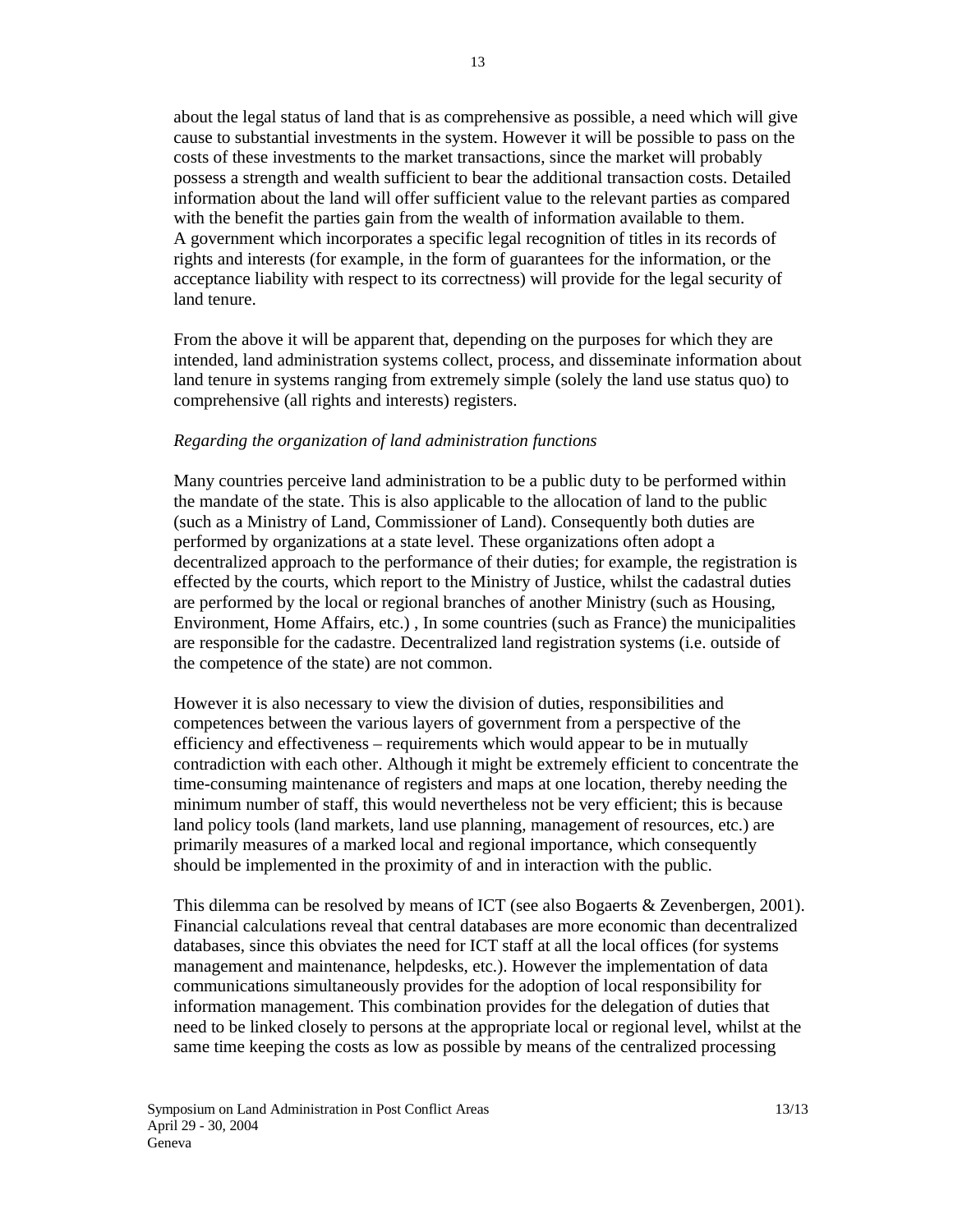about the legal status of land that is as comprehensive as possible, a need which will give cause to substantial investments in the system. However it will be possible to pass on the costs of these investments to the market transactions, since the market will probably possess a strength and wealth sufficient to bear the additional transaction costs. Detailed information about the land will offer sufficient value to the relevant parties as compared with the benefit the parties gain from the wealth of information available to them.
A government which incorporates a specific legal recognition of titles in its records of rights and interests (for example, in the form of guarantees for the information, or the acceptance liability with respect to its correctness) will provide for the legal security of land tenure.

From the above it will be apparent that, depending on the purposes for which they are intended, land administration systems collect, process, and disseminate information about land tenure in systems ranging from extremely simple (solely the land use status quo) to comprehensive (all rights and interests) registers.

*Regarding the organization of land administration functions*

Many countries perceive land administration to be a public duty to be performed within the mandate of the state. This is also applicable to the allocation of land to the public (such as a Ministry of Land, Commissioner of Land). Consequently both duties are performed by organizations at a state level. These organizations often adopt a decentralized approach to the performance of their duties; for example, the registration is effected by the courts, which report to the Ministry of Justice, whilst the cadastral duties are performed by the local or regional branches of another Ministry (such as Housing, Environment, Home Affairs, etc.) , In some countries (such as France) the municipalities are responsible for the cadastre. Decentralized land registration systems (i.e. outside of the competence of the state) are not common.

However it is also necessary to view the division of duties, responsibilities and competences between the various layers of government from a perspective of the efficiency and effectiveness – requirements which would appear to be in mutually contradiction with each other. Although it might be extremely efficient to concentrate the time-consuming maintenance of registers and maps at one location, thereby needing the minimum number of staff, this would nevertheless not be very efficient; this is because land policy tools (land markets, land use planning, management of resources, etc.) are primarily measures of a marked local and regional importance, which consequently should be implemented in the proximity of and in interaction with the public.

This dilemma can be resolved by means of ICT (see also Bogaerts & Zevenbergen, 2001). Financial calculations reveal that central databases are more economic than decentralized databases, since this obviates the need for ICT staff at all the local offices (for systems management and maintenance, helpdesks, etc.). However the implementation of data communications simultaneously provides for the adoption of local responsibility for information management. This combination provides for the delegation of duties that need to be linked closely to persons at the appropriate local or regional level, whilst at the same time keeping the costs as low as possible by means of the centralized processing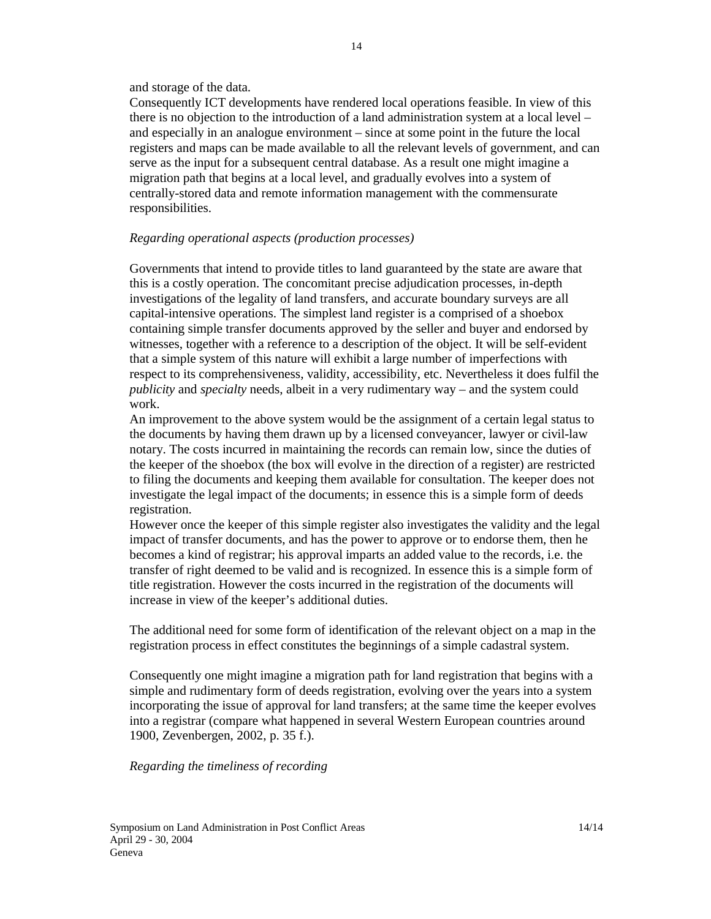and storage of the data.

Consequently ICT developments have rendered local operations feasible. In view of this there is no objection to the introduction of a land administration system at a local level – and especially in an analogue environment – since at some point in the future the local registers and maps can be made available to all the relevant levels of government, and can serve as the input for a subsequent central database. As a result one might imagine a migration path that begins at a local level, and gradually evolves into a system of centrally-stored data and remote information management with the commensurate responsibilities.

*Regarding operational aspects (production processes)*

Governments that intend to provide titles to land guaranteed by the state are aware that this is a costly operation. The concomitant precise adjudication processes, in-depth investigations of the legality of land transfers, and accurate boundary surveys are all capital-intensive operations. The simplest land register is a comprised of a shoebox containing simple transfer documents approved by the seller and buyer and endorsed by witnesses, together with a reference to a description of the object. It will be self-evident that a simple system of this nature will exhibit a large number of imperfections with respect to its comprehensiveness, validity, accessibility, etc. Nevertheless it does fulfil the *publicity* and *specialty* needs, albeit in a very rudimentary way – and the system could work.

An improvement to the above system would be the assignment of a certain legal status to the documents by having them drawn up by a licensed conveyancer, lawyer or civil-law notary. The costs incurred in maintaining the records can remain low, since the duties of the keeper of the shoebox (the box will evolve in the direction of a register) are restricted to filing the documents and keeping them available for consultation. The keeper does not investigate the legal impact of the documents; in essence this is a simple form of deeds registration.

However once the keeper of this simple register also investigates the validity and the legal impact of transfer documents, and has the power to approve or to endorse them, then he becomes a kind of registrar; his approval imparts an added value to the records, i.e. the transfer of right deemed to be valid and is recognized. In essence this is a simple form of title registration. However the costs incurred in the registration of the documents will increase in view of the keeper's additional duties.

The additional need for some form of identification of the relevant object on a map in the registration process in effect constitutes the beginnings of a simple cadastral system.

Consequently one might imagine a migration path for land registration that begins with a simple and rudimentary form of deeds registration, evolving over the years into a system incorporating the issue of approval for land transfers; at the same time the keeper evolves into a registrar (compare what happened in several Western European countries around 1900, Zevenbergen, 2002, p. 35 f.).

*Regarding the timeliness of recording*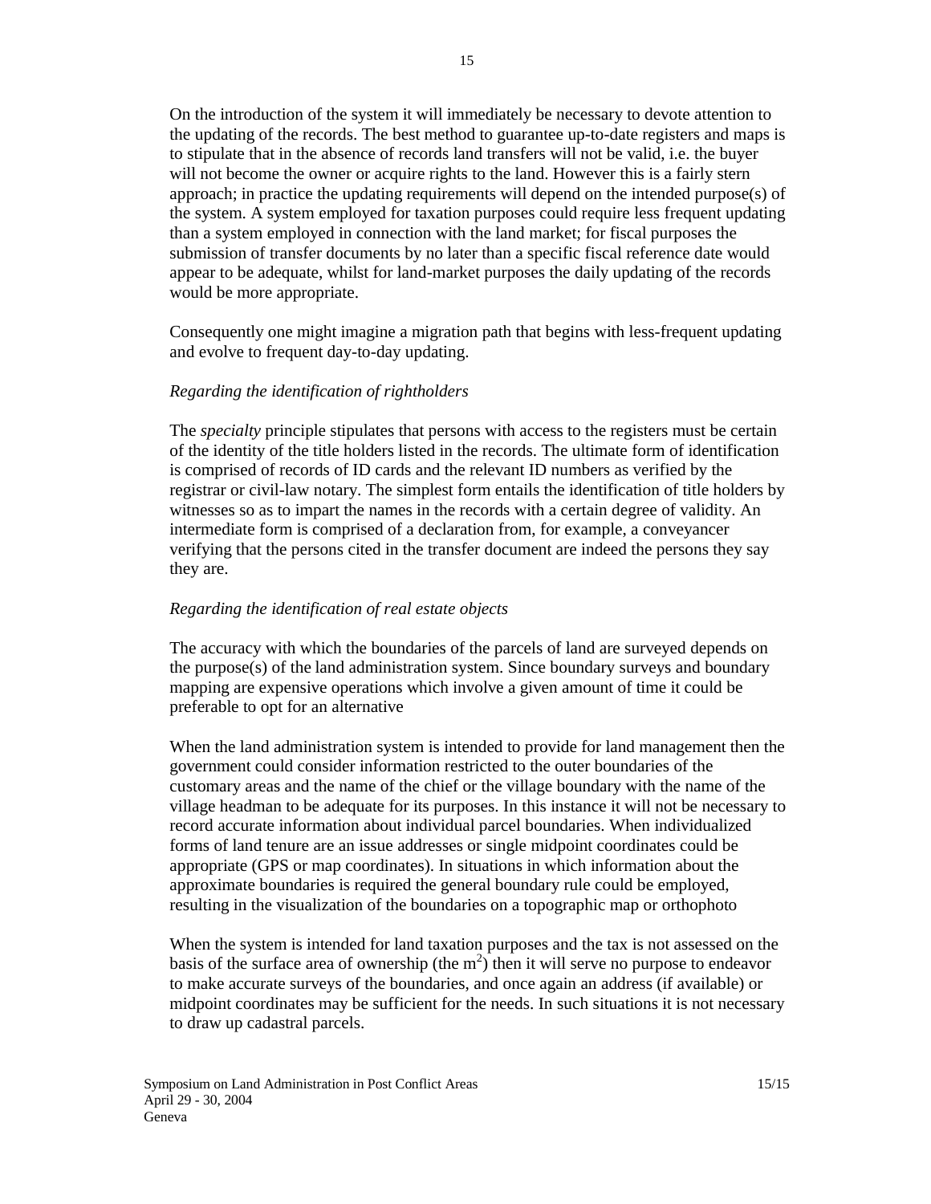On the introduction of the system it will immediately be necessary to devote attention to the updating of the records. The best method to guarantee up-to-date registers and maps is to stipulate that in the absence of records land transfers will not be valid, i.e. the buyer will not become the owner or acquire rights to the land. However this is a fairly stern approach; in practice the updating requirements will depend on the intended purpose(s) of the system. A system employed for taxation purposes could require less frequent updating than a system employed in connection with the land market; for fiscal purposes the submission of transfer documents by no later than a specific fiscal reference date would appear to be adequate, whilst for land-market purposes the daily updating of the records would be more appropriate.

Consequently one might imagine a migration path that begins with less-frequent updating and evolve to frequent day-to-day updating.

*Regarding the identification of rightholders*

The *specialty* principle stipulates that persons with access to the registers must be certain of the identity of the title holders listed in the records. The ultimate form of identification is comprised of records of ID cards and the relevant ID numbers as verified by the registrar or civil-law notary. The simplest form entails the identification of title holders by witnesses so as to impart the names in the records with a certain degree of validity. An intermediate form is comprised of a declaration from, for example, a conveyancer verifying that the persons cited in the transfer document are indeed the persons they say they are.

*Regarding the identification of real estate objects*

The accuracy with which the boundaries of the parcels of land are surveyed depends on the purpose(s) of the land administration system. Since boundary surveys and boundary mapping are expensive operations which involve a given amount of time it could be preferable to opt for an alternative

When the land administration system is intended to provide for land management then the government could consider information restricted to the outer boundaries of the customary areas and the name of the chief or the village boundary with the name of the village headman to be adequate for its purposes. In this instance it will not be necessary to record accurate information about individual parcel boundaries. When individualized forms of land tenure are an issue addresses or single midpoint coordinates could be appropriate (GPS or map coordinates). In situations in which information about the approximate boundaries is required the general boundary rule could be employed, resulting in the visualization of the boundaries on a topographic map or orthophoto

When the system is intended for land taxation purposes and the tax is not assessed on the basis of the surface area of ownership (the $m^2$) then it will serve no purpose to endeavor to make accurate surveys of the boundaries, and once again an address (if available) or midpoint coordinates may be sufficient for the needs. In such situations it is not necessary to draw up cadastral parcels.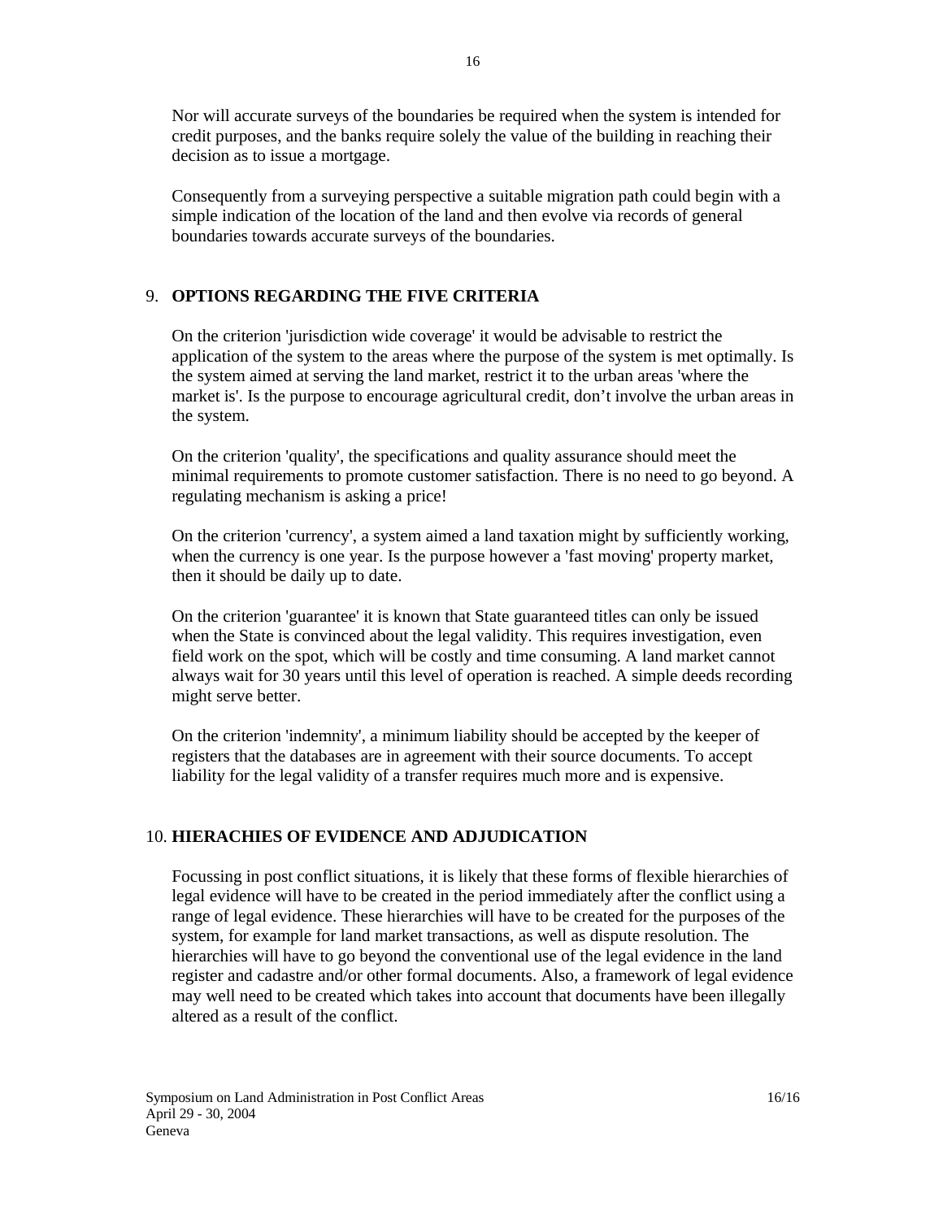Nor will accurate surveys of the boundaries be required when the system is intended for credit purposes, and the banks require solely the value of the building in reaching their decision as to issue a mortgage.

Consequently from a surveying perspective a suitable migration path could begin with a simple indication of the location of the land and then evolve via records of general boundaries towards accurate surveys of the boundaries.

## 9. OPTIONS REGARDING THE FIVE CRITERIA

On the criterion 'jurisdiction wide coverage' it would be advisable to restrict the application of the system to the areas where the purpose of the system is met optimally. Is the system aimed at serving the land market, restrict it to the urban areas 'where the market is'. Is the purpose to encourage agricultural credit, don't involve the urban areas in the system.

On the criterion 'quality', the specifications and quality assurance should meet the minimal requirements to promote customer satisfaction. There is no need to go beyond. A regulating mechanism is asking a price!

On the criterion 'currency', a system aimed a land taxation might by sufficiently working, when the currency is one year. Is the purpose however a 'fast moving' property market, then it should be daily up to date.

On the criterion 'guarantee' it is known that State guaranteed titles can only be issued when the State is convinced about the legal validity. This requires investigation, even field work on the spot, which will be costly and time consuming. A land market cannot always wait for 30 years until this level of operation is reached. A simple deeds recording might serve better.

On the criterion 'indemnity', a minimum liability should be accepted by the keeper of registers that the databases are in agreement with their source documents. To accept liability for the legal validity of a transfer requires much more and is expensive.

## 10. HIERACHIES OF EVIDENCE AND ADJUDICATION

Focussing in post conflict situations, it is likely that these forms of flexible hierarchies of legal evidence will have to be created in the period immediately after the conflict using a range of legal evidence. These hierarchies will have to be created for the purposes of the system, for example for land market transactions, as well as dispute resolution. The hierarchies will have to go beyond the conventional use of the legal evidence in the land register and cadastre and/or other formal documents. Also, a framework of legal evidence may well need to be created which takes into account that documents have been illegally altered as a result of the conflict.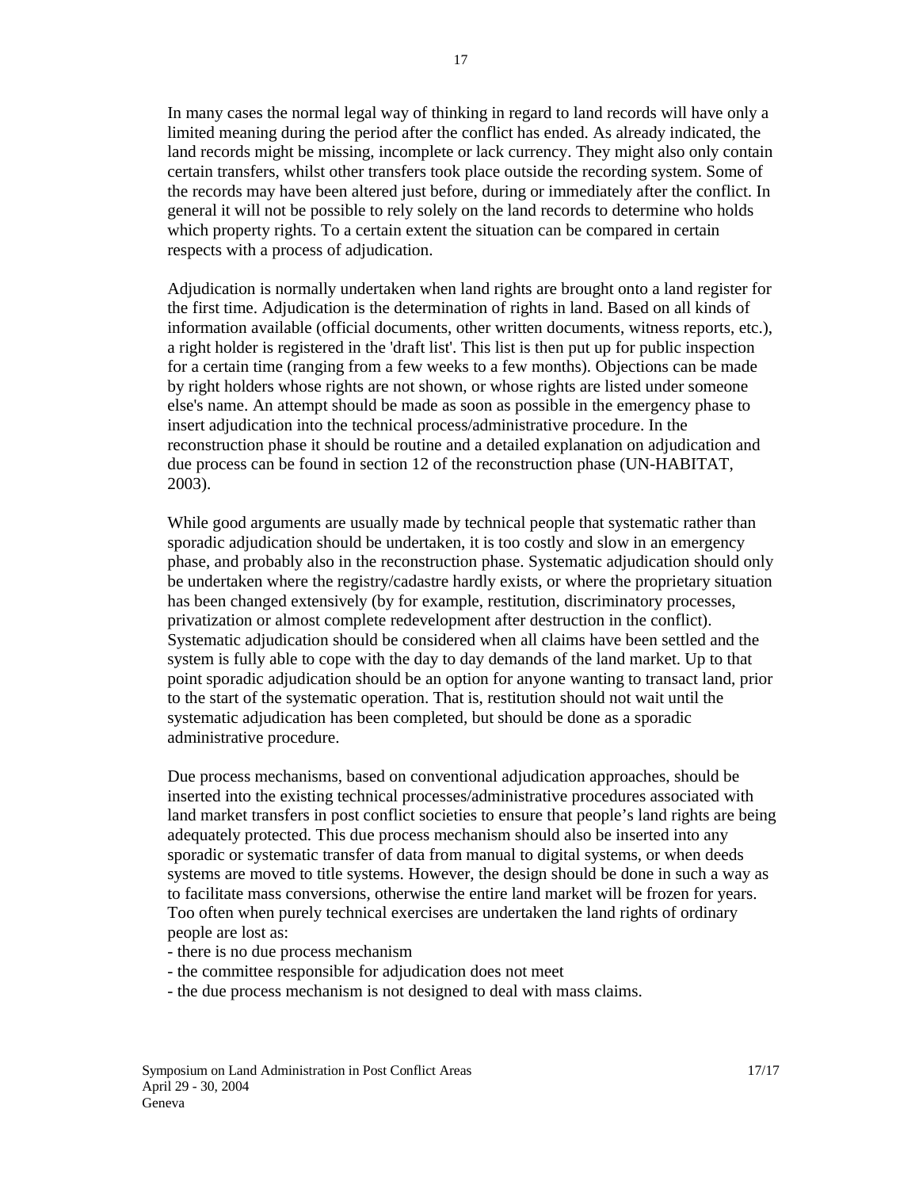In many cases the normal legal way of thinking in regard to land records will have only a limited meaning during the period after the conflict has ended. As already indicated, the land records might be missing, incomplete or lack currency. They might also only contain certain transfers, whilst other transfers took place outside the recording system. Some of the records may have been altered just before, during or immediately after the conflict. In general it will not be possible to rely solely on the land records to determine who holds which property rights. To a certain extent the situation can be compared in certain respects with a process of adjudication.

Adjudication is normally undertaken when land rights are brought onto a land register for the first time. Adjudication is the determination of rights in land. Based on all kinds of information available (official documents, other written documents, witness reports, etc.), a right holder is registered in the 'draft list'. This list is then put up for public inspection for a certain time (ranging from a few weeks to a few months). Objections can be made by right holders whose rights are not shown, or whose rights are listed under someone else's name. An attempt should be made as soon as possible in the emergency phase to insert adjudication into the technical process/administrative procedure. In the reconstruction phase it should be routine and a detailed explanation on adjudication and due process can be found in section 12 of the reconstruction phase (UN-HABITAT, 2003).

While good arguments are usually made by technical people that systematic rather than sporadic adjudication should be undertaken, it is too costly and slow in an emergency phase, and probably also in the reconstruction phase. Systematic adjudication should only be undertaken where the registry/cadastre hardly exists, or where the proprietary situation has been changed extensively (by for example, restitution, discriminatory processes, privatization or almost complete redevelopment after destruction in the conflict). Systematic adjudication should be considered when all claims have been settled and the system is fully able to cope with the day to day demands of the land market. Up to that point sporadic adjudication should be an option for anyone wanting to transact land, prior to the start of the systematic operation. That is, restitution should not wait until the systematic adjudication has been completed, but should be done as a sporadic administrative procedure.

Due process mechanisms, based on conventional adjudication approaches, should be inserted into the existing technical processes/administrative procedures associated with land market transfers in post conflict societies to ensure that people's land rights are being adequately protected. This due process mechanism should also be inserted into any sporadic or systematic transfer of data from manual to digital systems, or when deeds systems are moved to title systems. However, the design should be done in such a way as to facilitate mass conversions, otherwise the entire land market will be frozen for years. Too often when purely technical exercises are undertaken the land rights of ordinary people are lost as:

- there is no due process mechanism
- the committee responsible for adjudication does not meet
- the due process mechanism is not designed to deal with mass claims.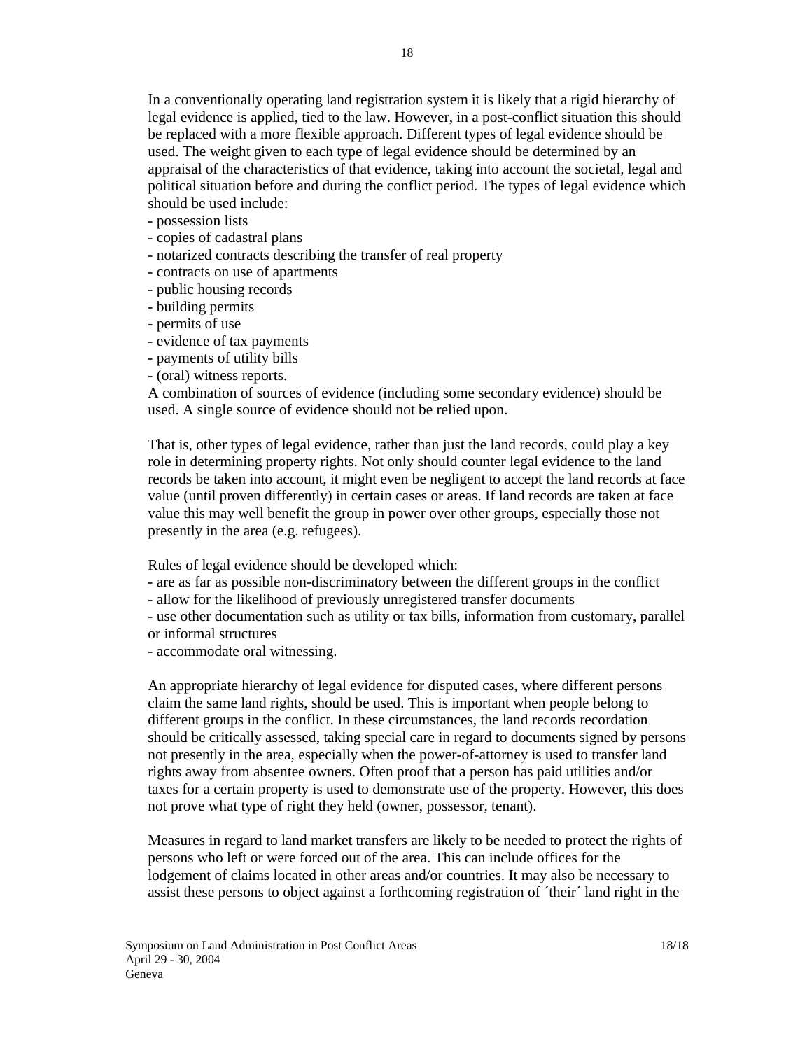In a conventionally operating land registration system it is likely that a rigid hierarchy of legal evidence is applied, tied to the law. However, in a post-conflict situation this should be replaced with a more flexible approach. Different types of legal evidence should be used. The weight given to each type of legal evidence should be determined by an appraisal of the characteristics of that evidence, taking into account the societal, legal and political situation before and during the conflict period. The types of legal evidence which should be used include:

- possession lists
- copies of cadastral plans
- notarized contracts describing the transfer of real property
- contracts on use of apartments
- public housing records
- building permits
- permits of use
- evidence of tax payments
- payments of utility bills
- (oral) witness reports.

A combination of sources of evidence (including some secondary evidence) should be used. A single source of evidence should not be relied upon.

That is, other types of legal evidence, rather than just the land records, could play a key role in determining property rights. Not only should counter legal evidence to the land records be taken into account, it might even be negligent to accept the land records at face value (until proven differently) in certain cases or areas. If land records are taken at face value this may well benefit the group in power over other groups, especially those not presently in the area (e.g. refugees).

Rules of legal evidence should be developed which:

- are as far as possible non-discriminatory between the different groups in the conflict
- allow for the likelihood of previously unregistered transfer documents
- use other documentation such as utility or tax bills, information from customary, parallel or informal structures
- accommodate oral witnessing.

An appropriate hierarchy of legal evidence for disputed cases, where different persons claim the same land rights, should be used. This is important when people belong to different groups in the conflict. In these circumstances, the land records recordation should be critically assessed, taking special care in regard to documents signed by persons not presently in the area, especially when the power-of-attorney is used to transfer land rights away from absentee owners. Often proof that a person has paid utilities and/or taxes for a certain property is used to demonstrate use of the property. However, this does not prove what type of right they held (owner, possessor, tenant).

Measures in regard to land market transfers are likely to be needed to protect the rights of persons who left or were forced out of the area. This can include offices for the lodgement of claims located in other areas and/or countries. It may also be necessary to assist these persons to object against a forthcoming registration of ´their´ land right in the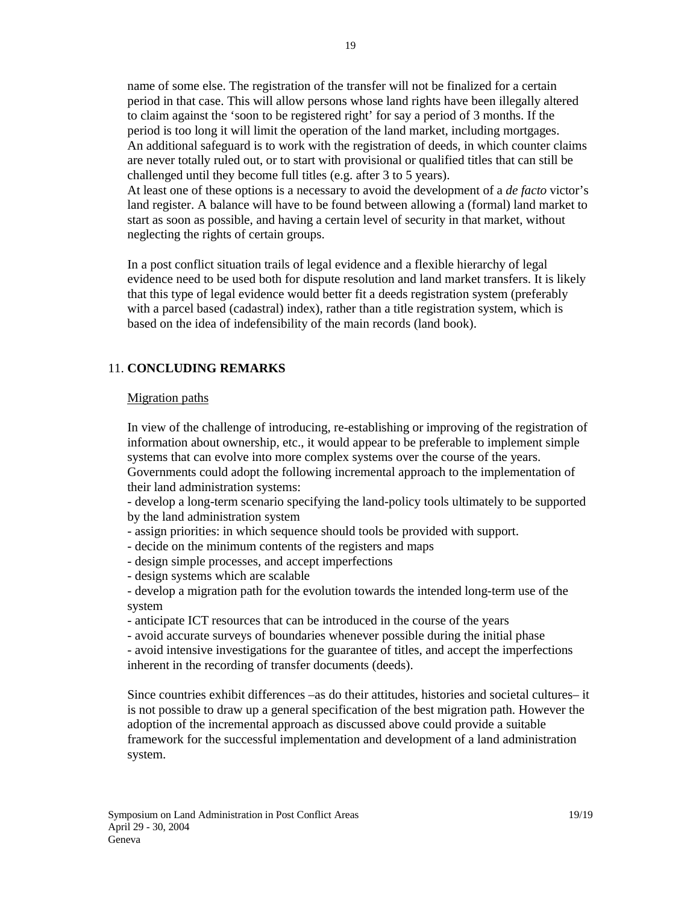name of some else. The registration of the transfer will not be finalized for a certain period in that case. This will allow persons whose land rights have been illegally altered to claim against the 'soon to be registered right' for say a period of 3 months. If the period is too long it will limit the operation of the land market, including mortgages. An additional safeguard is to work with the registration of deeds, in which counter claims are never totally ruled out, or to start with provisional or qualified titles that can still be challenged until they become full titles (e.g. after 3 to 5 years).
At least one of these options is a necessary to avoid the development of a *de facto* victor's land register. A balance will have to be found between allowing a (formal) land market to start as soon as possible, and having a certain level of security in that market, without neglecting the rights of certain groups.

In a post conflict situation trails of legal evidence and a flexible hierarchy of legal evidence need to be used both for dispute resolution and land market transfers. It is likely that this type of legal evidence would better fit a deeds registration system (preferably with a parcel based (cadastral) index), rather than a title registration system, which is based on the idea of indefensibility of the main records (land book).

## 11. **CONCLUDING REMARKS**

<u>Migration paths</u>

In view of the challenge of introducing, re-establishing or improving of the registration of information about ownership, etc., it would appear to be preferable to implement simple systems that can evolve into more complex systems over the course of the years. Governments could adopt the following incremental approach to the implementation of their land administration systems:

- develop a long-term scenario specifying the land-policy tools ultimately to be supported by the land administration system
- assign priorities: in which sequence should tools be provided with support.
- decide on the minimum contents of the registers and maps
- design simple processes, and accept imperfections
- design systems which are scalable
- develop a migration path for the evolution towards the intended long-term use of the system
- anticipate ICT resources that can be introduced in the course of the years
- avoid accurate surveys of boundaries whenever possible during the initial phase
- avoid intensive investigations for the guarantee of titles, and accept the imperfections inherent in the recording of transfer documents (deeds).

Since countries exhibit differences –as do their attitudes, histories and societal cultures– it is not possible to draw up a general specification of the best migration path. However the adoption of the incremental approach as discussed above could provide a suitable framework for the successful implementation and development of a land administration system.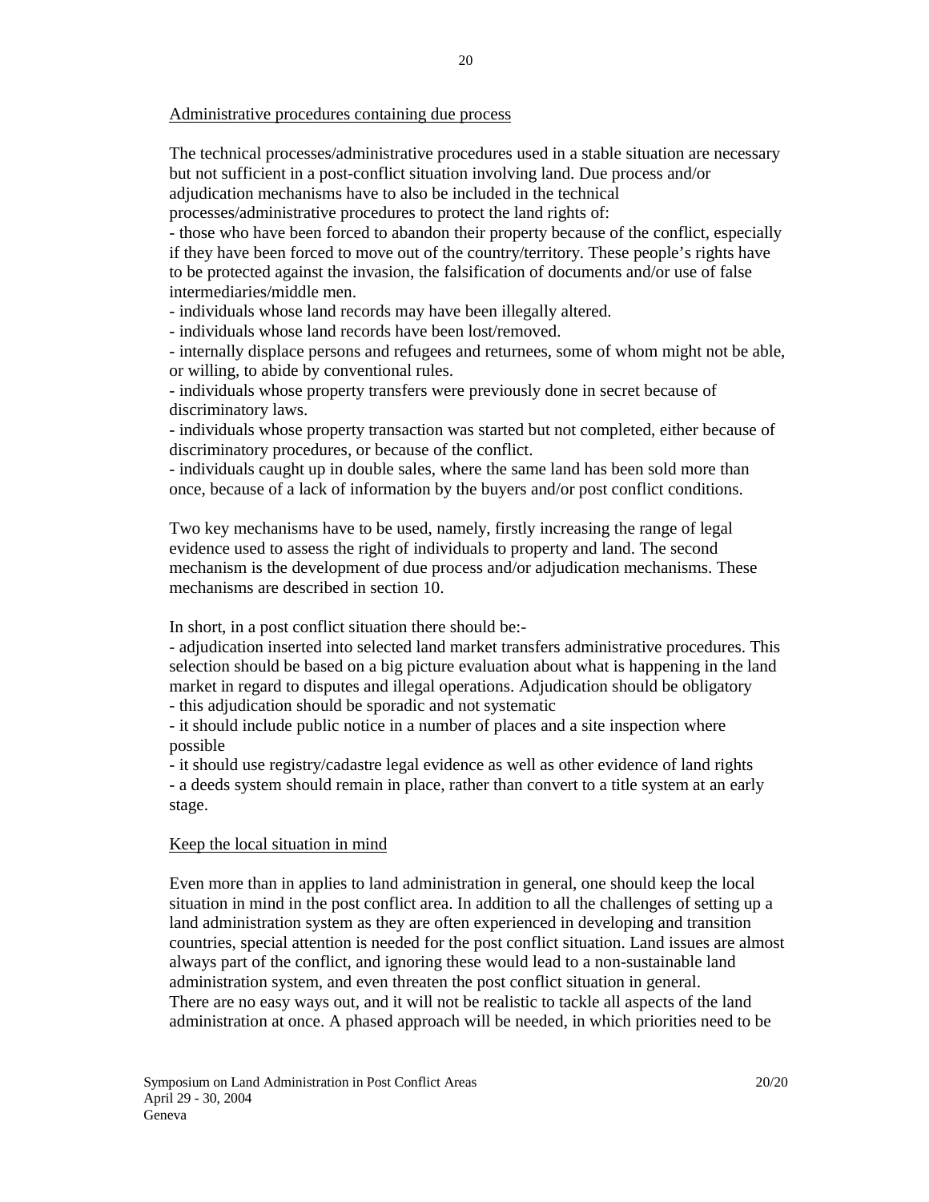Administrative procedures containing due process

The technical processes/administrative procedures used in a stable situation are necessary but not sufficient in a post-conflict situation involving land. Due process and/or adjudication mechanisms have to also be included in the technical processes/administrative procedures to protect the land rights of:

- those who have been forced to abandon their property because of the conflict, especially if they have been forced to move out of the country/territory. These people's rights have to be protected against the invasion, the falsification of documents and/or use of false intermediaries/middle men.
- individuals whose land records may have been illegally altered.
- individuals whose land records have been lost/removed.
- internally displace persons and refugees and returnees, some of whom might not be able, or willing, to abide by conventional rules.
- individuals whose property transfers were previously done in secret because of discriminatory laws.
- individuals whose property transaction was started but not completed, either because of discriminatory procedures, or because of the conflict.
- individuals caught up in double sales, where the same land has been sold more than once, because of a lack of information by the buyers and/or post conflict conditions.

Two key mechanisms have to be used, namely, firstly increasing the range of legal evidence used to assess the right of individuals to property and land. The second mechanism is the development of due process and/or adjudication mechanisms. These mechanisms are described in section 10.

In short, in a post conflict situation there should be:-

- adjudication inserted into selected land market transfers administrative procedures. This selection should be based on a big picture evaluation about what is happening in the land market in regard to disputes and illegal operations. Adjudication should be obligatory
- this adjudication should be sporadic and not systematic
- it should include public notice in a number of places and a site inspection where possible
- it should use registry/cadastre legal evidence as well as other evidence of land rights
- a deeds system should remain in place, rather than convert to a title system at an early stage.

Keep the local situation in mind

Even more than in applies to land administration in general, one should keep the local situation in mind in the post conflict area. In addition to all the challenges of setting up a land administration system as they are often experienced in developing and transition countries, special attention is needed for the post conflict situation. Land issues are almost always part of the conflict, and ignoring these would lead to a non-sustainable land administration system, and even threaten the post conflict situation in general.
There are no easy ways out, and it will not be realistic to tackle all aspects of the land administration at once. A phased approach will be needed, in which priorities need to be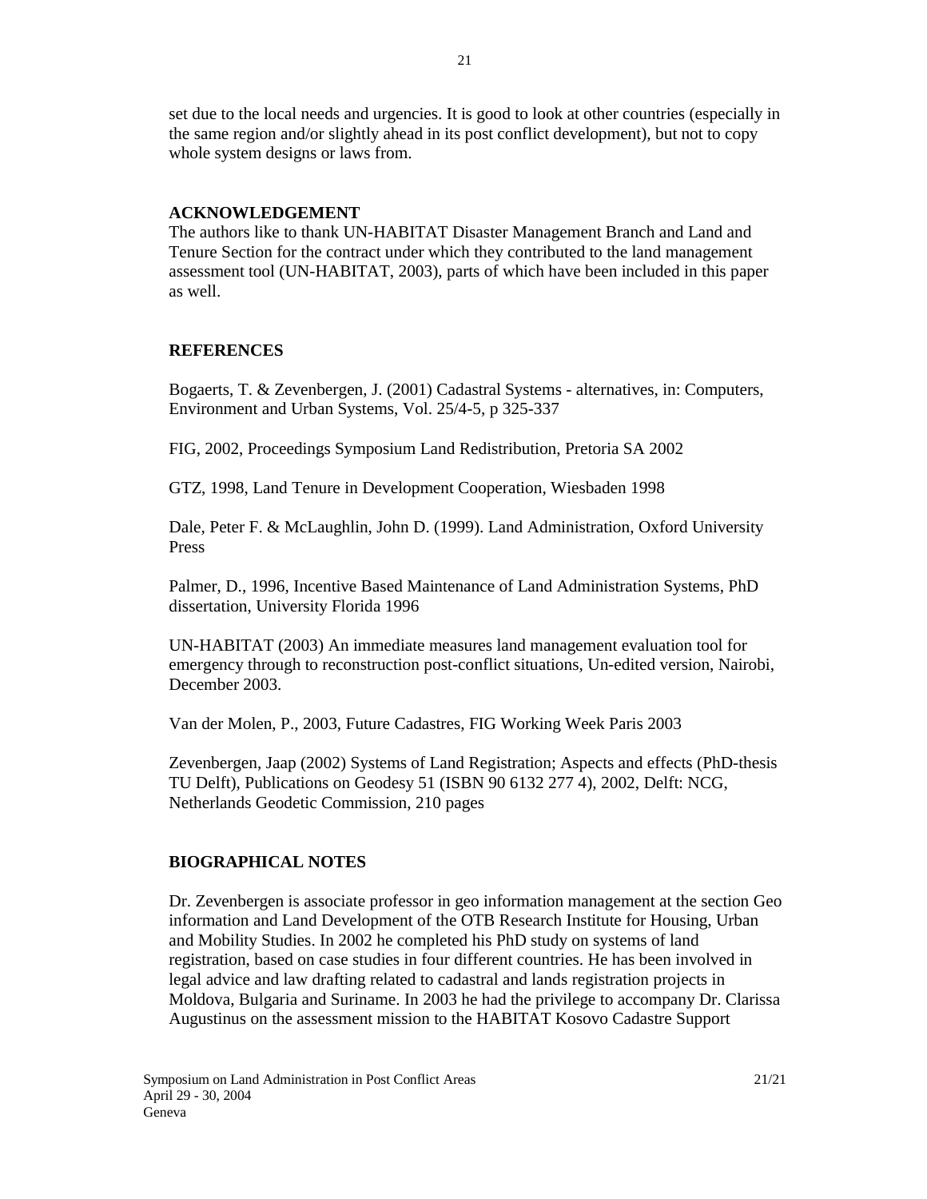set due to the local needs and urgencies. It is good to look at other countries (especially in the same region and/or slightly ahead in its post conflict development), but not to copy whole system designs or laws from.

## ACKNOWLEDGEMENT

The authors like to thank UN-HABITAT Disaster Management Branch and Land and Tenure Section for the contract under which they contributed to the land management assessment tool (UN-HABITAT, 2003), parts of which have been included in this paper as well.

## REFERENCES

Bogaerts, T. & Zevenbergen, J. (2001) Cadastral Systems - alternatives, in: Computers, Environment and Urban Systems, Vol. 25/4-5, p 325-337

FIG, 2002, Proceedings Symposium Land Redistribution, Pretoria SA 2002

GTZ, 1998, Land Tenure in Development Cooperation, Wiesbaden 1998

Dale, Peter F. & McLaughlin, John D. (1999). Land Administration, Oxford University Press

Palmer, D., 1996, Incentive Based Maintenance of Land Administration Systems, PhD dissertation, University Florida 1996

UN-HABITAT (2003) An immediate measures land management evaluation tool for emergency through to reconstruction post-conflict situations, Un-edited version, Nairobi, December 2003.

Van der Molen, P., 2003, Future Cadastres, FIG Working Week Paris 2003

Zevenbergen, Jaap (2002) Systems of Land Registration; Aspects and effects (PhD-thesis TU Delft), Publications on Geodesy 51 (ISBN 90 6132 277 4), 2002, Delft: NCG, Netherlands Geodetic Commission, 210 pages

## BIOGRAPHICAL NOTES

Dr. Zevenbergen is associate professor in geo information management at the section Geo information and Land Development of the OTB Research Institute for Housing, Urban and Mobility Studies. In 2002 he completed his PhD study on systems of land registration, based on case studies in four different countries. He has been involved in legal advice and law drafting related to cadastral and lands registration projects in Moldova, Bulgaria and Suriname. In 2003 he had the privilege to accompany Dr. Clarissa Augustinus on the assessment mission to the HABITAT Kosovo Cadastre Support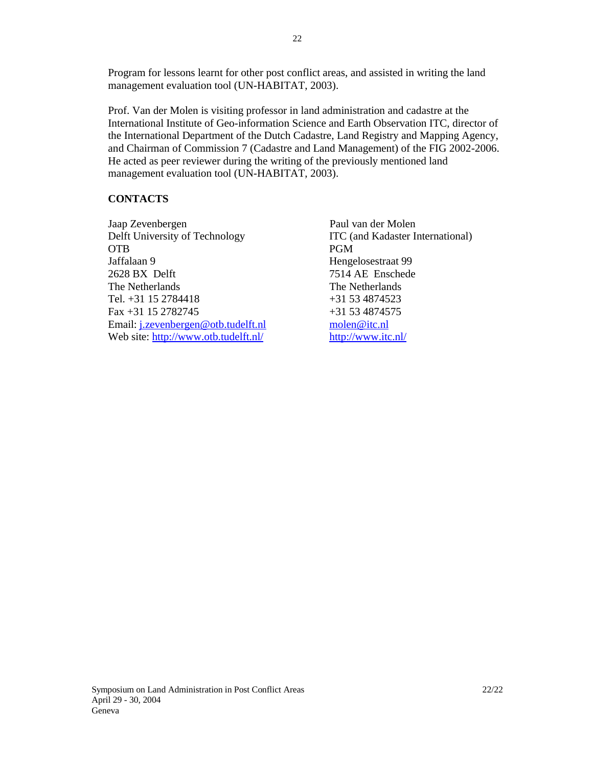Program for lessons learnt for other post conflict areas, and assisted in writing the land management evaluation tool (UN-HABITAT, 2003).

Prof. Van der Molen is visiting professor in land administration and cadastre at the International Institute of Geo-information Science and Earth Observation ITC, director of the International Department of the Dutch Cadastre, Land Registry and Mapping Agency, and Chairman of Commission 7 (Cadastre and Land Management) of the FIG 2002-2006. He acted as peer reviewer during the writing of the previously mentioned land management evaluation tool (UN-HABITAT, 2003).

**CONTACTS**

Jaap Zevenbergen
Delft University of Technology
OTB
Jaffalaan 9
2628 BX Delft
The Netherlands
Tel. +31 15 2784418
Fax +31 15 2782745
Email: j.zevenbergen@otb.tudelft.nl
Web site: http://www.otb.tudelft.nl/

Paul van der Molen
ITC (and Kadaster International)
PGM
Hengelosestraat 99
7514 AE Enschede
The Netherlands
+31 53 4874523
+31 53 4874575
molen@itc.nl
http://www.itc.nl/